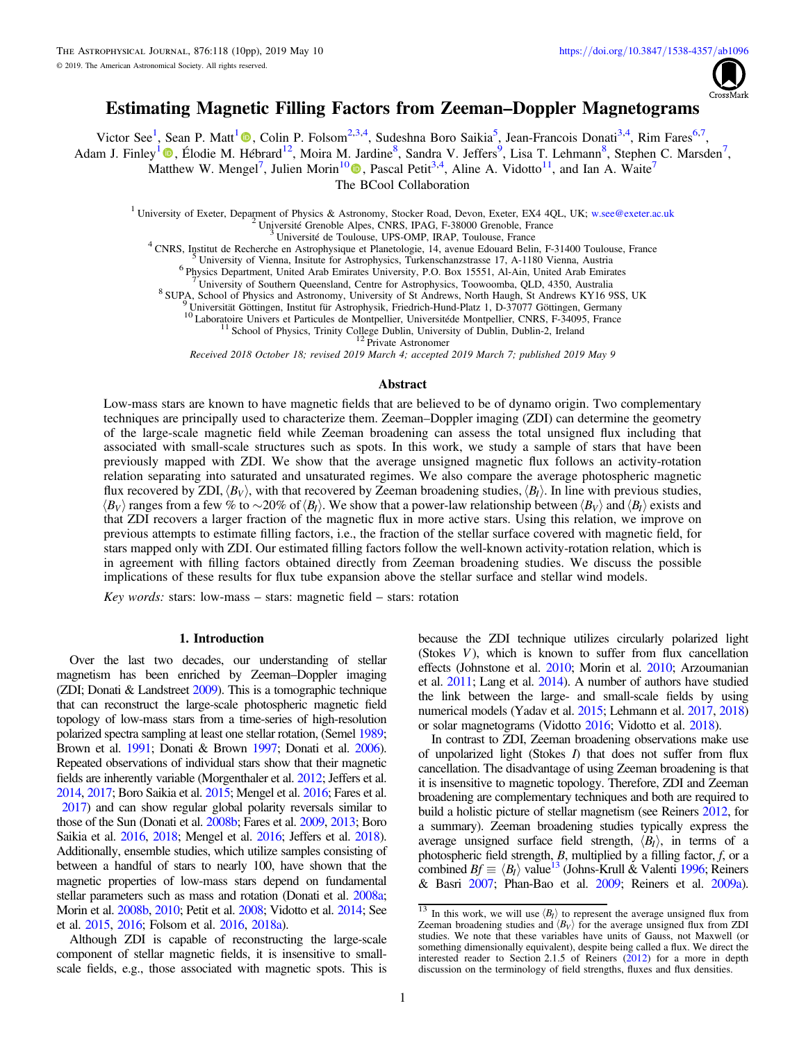# Estimating Magnetic Filling Factors from Zeeman–Doppler Magnetograms

Victor See[1], Sean P. Matt[1], Colin P. Folsom[2,3,4], Sudeshna Boro Saikia[5], Jean-Francois Donati[3,4], Rim Fares[6,7], Adam J. Finley[1], Élodie M. Hébrard[12], Moira M. Jardine[8], Sandra V. Jeffers[9], Lisa T. Lehmann[8], Stephen C. Marsden[7], Matthew W. Mengel[7], Julien Morin[10], Pascal Petit[3,4], Aline A. Vidotto[11], and Ian A. Waite[7]

The BCool Collaboration

[1] University of Exeter, Department of Physics & Astronomy, Stocker Road, Devon, Exeter, EX4 4QL, UK; w.see@exeter.ac.uk
[2] Université Grenoble Alpes, CNRS, IPAG, F-38000 Grenoble, France
[3] Université de Toulouse, UPS-OMP, IRAP, Toulouse, France
[4] CNRS, Institut de Recherche en Astrophysique et Planetologie, 14, avenue Edouard Belin, F-31400 Toulouse, France
[5] University of Vienna, Insitute for Astrophysics, Turkenschanzstrasse 17, A-1180 Vienna, Austria
[6] Physics Department, United Arab Emirates University, P.O. Box 15551, Al-Ain, United Arab Emirates
[7] University of Southern Queensland, Centre for Astrophysics, Toowoomba, QLD, 4350, Australia
[8] SUPA, School of Physics and Astronomy, University of St Andrews, North Haugh, St Andrews KY16 9SS, UK
[9] Universität Göttingen, Institut für Astrophysik, Friedrich-Hund-Platz 1, D-37077 Göttingen, Germany
[10] Laboratoire Univers et Particules de Montpellier, Universitéde Montpellier, CNRS, F-34095, France
[11] School of Physics, Trinity College Dublin, University of Dublin, Dublin-2, Ireland
[12] Private Astronomer

*Received 2018 October 18; revised 2019 March 4; accepted 2019 March 7; published 2019 May 9*

## Abstract

Low-mass stars are known to have magnetic fields that are believed to be of dynamo origin. Two complementary techniques are principally used to characterize them. Zeeman–Doppler imaging (ZDI) can determine the geometry of the large-scale magnetic field while Zeeman broadening can assess the total unsigned flux including that associated with small-scale structures such as spots. In this work, we study a sample of stars that have been previously mapped with ZDI. We show that the average unsigned magnetic flux follows an activity-rotation relation separating into saturated and unsaturated regimes. We also compare the average photospheric magnetic flux recovered by ZDI, $\langle B_V \rangle$, with that recovered by Zeeman broadening studies, $\langle B_I \rangle$. In line with previous studies, $\langle B_V \rangle$ ranges from a few % to ∼20% of $\langle B_I \rangle$. We show that a power-law relationship between $\langle B_V \rangle$ and $\langle B_I \rangle$ exists and that ZDI recovers a larger fraction of the magnetic flux in more active stars. Using this relation, we improve on previous attempts to estimate filling factors, i.e., the fraction of the stellar surface covered with magnetic field, for stars mapped only with ZDI. Our estimated filling factors follow the well-known activity-rotation relation, which is in agreement with filling factors obtained directly from Zeeman broadening studies. We discuss the possible implications of these results for flux tube expansion above the stellar surface and stellar wind models.

*Key words:* stars: low-mass – stars: magnetic field – stars: rotation

## 1. Introduction

Over the last two decades, our understanding of stellar magnetism has been enriched by Zeeman–Doppler imaging (ZDI; Donati & Landstreet 2009). This is a tomographic technique that can reconstruct the large-scale photospheric magnetic field topology of low-mass stars from a time-series of high-resolution polarized spectra sampling at least one stellar rotation, (Semel 1989; Brown et al. 1991; Donati & Brown 1997; Donati et al. 2006). Repeated observations of individual stars show that their magnetic fields are inherently variable (Morgenthaler et al. 2012; Jeffers et al. 2014, 2017; Boro Saikia et al. 2015; Mengel et al. 2016; Fares et al. 2017) and can show regular global polarity reversals similar to those of the Sun (Donati et al. 2008b; Fares et al. 2009, 2013; Boro Saikia et al. 2016, 2018; Mengel et al. 2016; Jeffers et al. 2018). Additionally, ensemble studies, which utilize samples consisting of between a handful of stars to nearly 100, have shown that the magnetic properties of low-mass stars depend on fundamental stellar parameters such as mass and rotation (Donati et al. 2008a; Morin et al. 2008b, 2010; Petit et al. 2008; Vidotto et al. 2014; See et al. 2015, 2016; Folsom et al. 2016, 2018a).

Although ZDI is capable of reconstructing the large-scale component of stellar magnetic fields, it is insensitive to small-scale fields, e.g., those associated with magnetic spots. This is because the ZDI technique utilizes circularly polarized light (Stokes $V$), which is known to suffer from flux cancellation effects (Johnstone et al. 2010; Morin et al. 2010; Arzoumanian et al. 2011; Lang et al. 2014). A number of authors have studied the link between the large- and small-scale fields by using numerical models (Yadav et al. 2015; Lehmann et al. 2017, 2018) or solar magnetograms (Vidotto 2016; Vidotto et al. 2018).

In contrast to ZDI, Zeeman broadening observations make use of unpolarized light (Stokes $I$) that does not suffer from flux cancellation. The disadvantage of using Zeeman broadening is that it is insensitive to magnetic topology. Therefore, ZDI and Zeeman broadening are complementary techniques and both are required to build a holistic picture of stellar magnetism (see Reiners 2012, for a summary). Zeeman broadening studies typically express the average unsigned surface field strength, $\langle B_I \rangle$, in terms of a photospheric field strength, $B$, multiplied by a filling factor, $f$, or a combined $Bf \equiv \langle B_I \rangle$ value[13] (Johns-Krull & Valenti 1996; Reiners & Basri 2007; Phan-Bao et al. 2009; Reiners et al. 2009a).

[13] In this work, we will use $\langle B_I \rangle$ to represent the average unsigned flux from Zeeman broadening studies and $\langle B_V \rangle$ for the average unsigned flux from ZDI studies. We note that these variables have units of Gauss, not Maxwell (or something dimensionally equivalent), despite being called a flux. We direct the interested reader to Section 2.1.5 of Reiners (2012) for a more in depth discussion on the terminology of field strengths, fluxes and flux densities.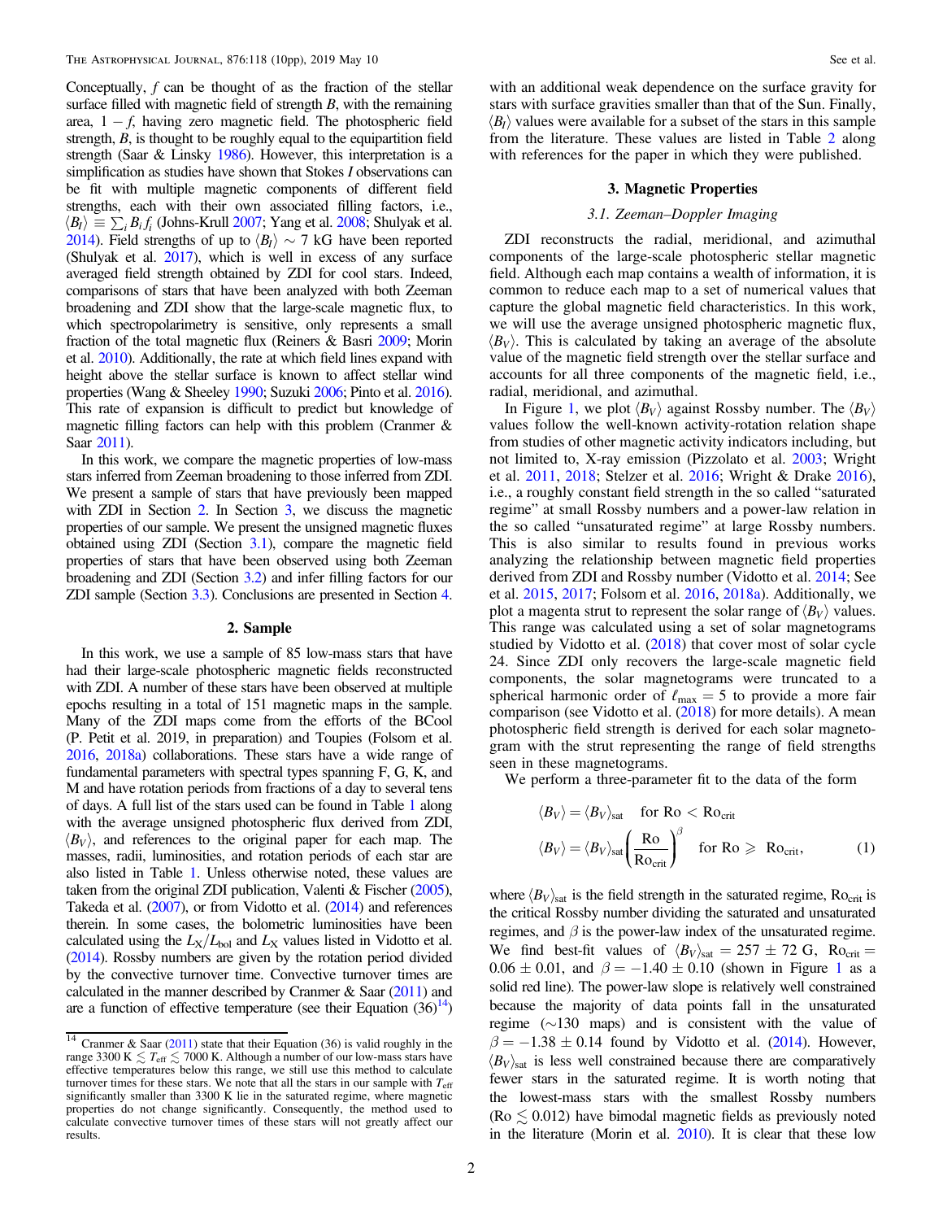Conceptually, $f$ can be thought of as the fraction of the stellar surface filled with magnetic field of strength $B$, with the remaining area, $1 - f$, having zero magnetic field. The photospheric field strength, $B$, is thought to be roughly equal to the equipartition field strength (Saar & Linsky 1986). However, this interpretation is a simplification as studies have shown that Stokes $I$ observations can be fit with multiple magnetic components of different field strengths, each with their own associated filling factors, i.e., $\langle B_I \rangle \equiv \sum_i B_i f_i$ (Johns-Krull 2007; Yang et al. 2008; Shulyak et al. 2014). Field strengths of up to $\langle B_I \rangle \sim 7$ kG have been reported (Shulyak et al. 2017), which is well in excess of any surface averaged field strength obtained by ZDI for cool stars. Indeed, comparisons of stars that have been analyzed with both Zeeman broadening and ZDI show that the large-scale magnetic flux, to which spectropolarimetry is sensitive, only represents a small fraction of the total magnetic flux (Reiners & Basri 2009; Morin et al. 2010). Additionally, the rate at which field lines expand with height above the stellar surface is known to affect stellar wind properties (Wang & Sheeley 1990; Suzuki 2006; Pinto et al. 2016). This rate of expansion is difficult to predict but knowledge of magnetic filling factors can help with this problem (Cranmer & Saar 2011).

In this work, we compare the magnetic properties of low-mass stars inferred from Zeeman broadening to those inferred from ZDI. We present a sample of stars that have previously been mapped with ZDI in Section 2. In Section 3, we discuss the magnetic properties of our sample. We present the unsigned magnetic fluxes obtained using ZDI (Section 3.1), compare the magnetic field properties of stars that have been observed using both Zeeman broadening and ZDI (Section 3.2) and infer filling factors for our ZDI sample (Section 3.3). Conclusions are presented in Section 4.

## 2. Sample

In this work, we use a sample of 85 low-mass stars that have had their large-scale photospheric magnetic fields reconstructed with ZDI. A number of these stars have been observed at multiple epochs resulting in a total of 151 magnetic maps in the sample. Many of the ZDI maps come from the efforts of the BCool (P. Petit et al. 2019, in preparation) and Toupies (Folsom et al. 2016, 2018a) collaborations. These stars have a wide range of fundamental parameters with spectral types spanning F, G, K, and M and have rotation periods from fractions of a day to several tens of days. A full list of the stars used can be found in Table 1 along with the average unsigned photospheric flux derived from ZDI, $\langle B_V \rangle$, and references to the original paper for each map. The masses, radii, luminosities, and rotation periods of each star are also listed in Table 1. Unless otherwise noted, these values are taken from the original ZDI publication, Valenti & Fischer (2005), Takeda et al. (2007), or from Vidotto et al. (2014) and references therein. In some cases, the bolometric luminosities have been calculated using the $L_X/L_{bol}$ and $L_X$ values listed in Vidotto et al. (2014). Rossby numbers are given by the rotation period divided by the convective turnover time. Convective turnover times are calculated in the manner described by Cranmer & Saar (2011) and are a function of effective temperature (see their Equation (36)[14]) with an additional weak dependence on the surface gravity for stars with surface gravities smaller than that of the Sun. Finally, $\langle B_I \rangle$ values were available for a subset of the stars in this sample from the literature. These values are listed in Table 2 along with references for the paper in which they were published.

[14] Cranmer & Saar (2011) state that their Equation (36) is valid roughly in the range 3300 K $\lesssim T_{\rm eff} \lesssim$ 7000 K. Although a number of our low-mass stars have effective temperatures below this range, we still use this method to calculate turnover times for these stars. We note that all the stars in our sample with $T_{\rm eff}$ significantly smaller than 3300 K lie in the saturated regime, where magnetic properties do not change significantly. Consequently, the method used to calculate convective turnover times of these stars will not greatly affect our results.

## 3. Magnetic Properties

### 3.1. Zeeman–Doppler Imaging

ZDI reconstructs the radial, meridional, and azimuthal components of the large-scale photospheric stellar magnetic field. Although each map contains a wealth of information, it is common to reduce each map to a set of numerical values that capture the global magnetic field characteristics. In this work, we will use the average unsigned photospheric magnetic flux, $\langle B_V \rangle$. This is calculated by taking an average of the absolute value of the magnetic field strength over the stellar surface and accounts for all three components of the magnetic field, i.e., radial, meridional, and azimuthal.

In Figure 1, we plot $\langle B_V \rangle$ against Rossby number. The $\langle B_V \rangle$ values follow the well-known activity-rotation relation shape from studies of other magnetic activity indicators including, but not limited to, X-ray emission (Pizzolato et al. 2003; Wright et al. 2011, 2018; Stelzer et al. 2016; Wright & Drake 2016), i.e., a roughly constant field strength in the so called "saturated regime" at small Rossby numbers and a power-law relation in the so called "unsaturated regime" at large Rossby numbers. This is also similar to results found in previous works analyzing the relationship between magnetic field properties derived from ZDI and Rossby number (Vidotto et al. 2014; See et al. 2015, 2017; Folsom et al. 2016, 2018a). Additionally, we plot a magenta strut to represent the solar range of $\langle B_V \rangle$ values. This range was calculated using a set of solar magnetograms studied by Vidotto et al. (2018) that cover most of solar cycle 24. Since ZDI only recovers the large-scale magnetic field components, the solar magnetograms were truncated to a spherical harmonic order of $\ell_{\rm max} = 5$ to provide a more fair comparison (see Vidotto et al. (2018) for more details). A mean photospheric field strength is derived for each solar magnetogram with the strut representing the range of field strengths seen in these magnetograms.

We perform a three-parameter fit to the data of the form

$$\langle B_V \rangle = \langle B_V \rangle_{\rm sat} \quad \text{for Ro} < \text{Ro}_{\rm crit}$$
$$\langle B_V \rangle = \langle B_V \rangle_{\rm sat} \left( \frac{\text{Ro}}{\text{Ro}_{\rm crit}} \right)^{\beta} \quad \text{for Ro} \geqslant \text{Ro}_{\rm crit}, \tag{1}$$

where $\langle B_V \rangle_{\rm sat}$ is the field strength in the saturated regime, $\text{Ro}_{\rm crit}$ is the critical Rossby number dividing the saturated and unsaturated regimes, and $\beta$ is the power-law index of the unsaturated regime. We find best-fit values of $\langle B_V \rangle_{\rm sat} = 257 \pm 72$ G, $\text{Ro}_{\rm crit} = 0.06 \pm 0.01$, and $\beta = -1.40 \pm 0.10$ (shown in Figure 1 as a solid red line). The power-law slope is relatively well constrained because the majority of data points fall in the unsaturated regime (~130 maps) and is consistent with the value of $\beta = -1.38 \pm 0.14$ found by Vidotto et al. (2014). However, $\langle B_V \rangle_{\rm sat}$ is less well constrained because there are comparatively fewer stars in the saturated regime. It is worth noting that the lowest-mass stars with the smallest Rossby numbers ($\text{Ro} \lesssim 0.012$) have bimodal magnetic fields as previously noted in the literature (Morin et al. 2010). It is clear that these low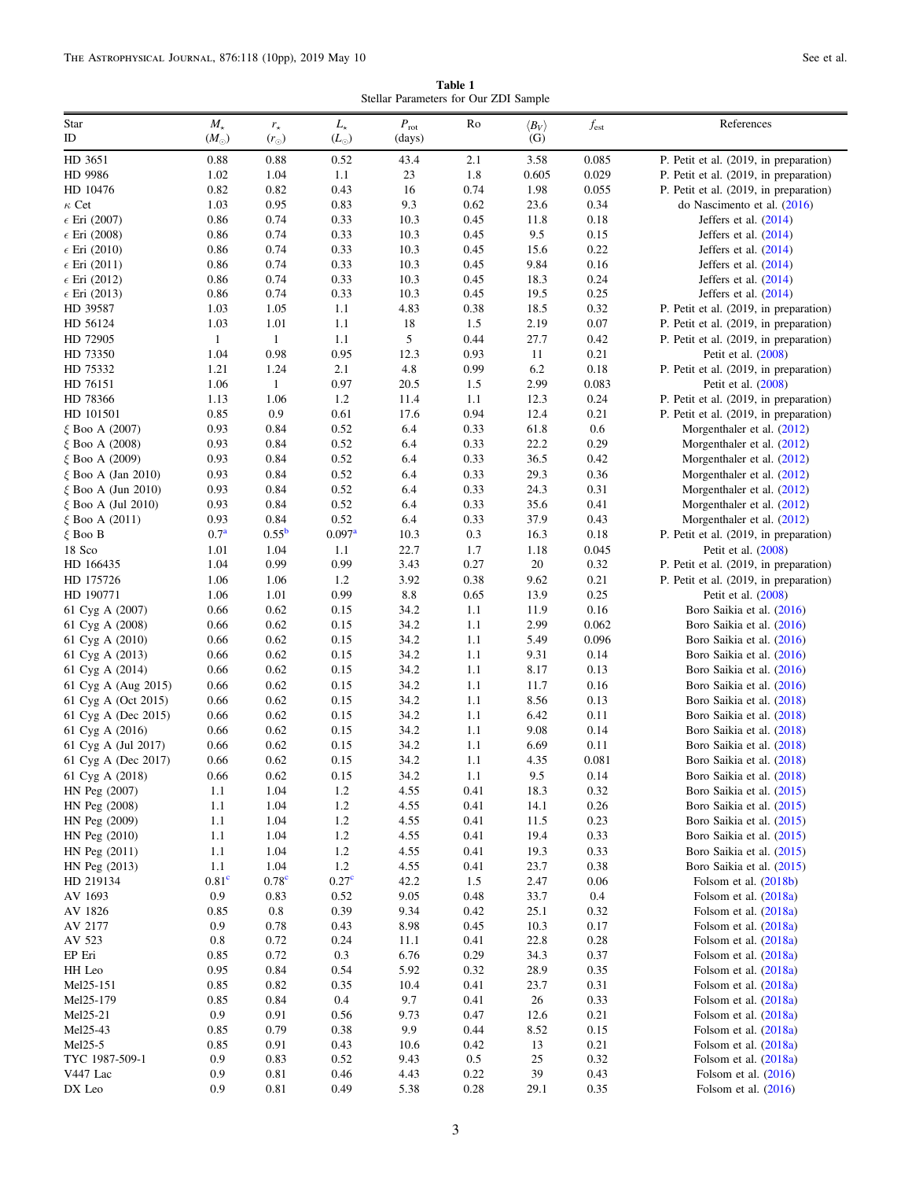**Table 1**
Stellar Parameters for Our ZDI Sample

| Star ID | $M_\star$ ($M_\odot$) | $r_\star$ ($r_\odot$) | $L_\star$ ($L_\odot$) | $P_{\rm rot}$ (days) | Ro | $\langle B_V \rangle$ (G) | $f_{\rm est}$ | References |
|---|---|---|---|---|---|---|---|---|
| HD 3651 | 0.88 | 0.88 | 0.52 | 43.4 | 2.1 | 3.58 | 0.085 | P. Petit et al. (2019, in preparation) |
| HD 9986 | 1.02 | 1.04 | 1.1 | 23 | 1.8 | 0.605 | 0.029 | P. Petit et al. (2019, in preparation) |
| HD 10476 | 0.82 | 0.82 | 0.43 | 16 | 0.74 | 1.98 | 0.055 | P. Petit et al. (2019, in preparation) |
| $\kappa$ Cet | 1.03 | 0.95 | 0.83 | 9.3 | 0.62 | 23.6 | 0.34 | do Nascimento et al. (2016) |
| $\epsilon$ Eri (2007) | 0.86 | 0.74 | 0.33 | 10.3 | 0.45 | 11.8 | 0.18 | Jeffers et al. (2014) |
| $\epsilon$ Eri (2008) | 0.86 | 0.74 | 0.33 | 10.3 | 0.45 | 9.5 | 0.15 | Jeffers et al. (2014) |
| $\epsilon$ Eri (2010) | 0.86 | 0.74 | 0.33 | 10.3 | 0.45 | 15.6 | 0.22 | Jeffers et al. (2014) |
| $\epsilon$ Eri (2011) | 0.86 | 0.74 | 0.33 | 10.3 | 0.45 | 9.84 | 0.16 | Jeffers et al. (2014) |
| $\epsilon$ Eri (2012) | 0.86 | 0.74 | 0.33 | 10.3 | 0.45 | 18.3 | 0.24 | Jeffers et al. (2014) |
| $\epsilon$ Eri (2013) | 0.86 | 0.74 | 0.33 | 10.3 | 0.45 | 19.5 | 0.25 | Jeffers et al. (2014) |
| HD 39587 | 1.03 | 1.05 | 1.1 | 4.83 | 0.38 | 18.5 | 0.32 | P. Petit et al. (2019, in preparation) |
| HD 56124 | 1.03 | 1.01 | 1.1 | 18 | 1.5 | 2.19 | 0.07 | P. Petit et al. (2019, in preparation) |
| HD 72905 | 1 | 1 | 1.1 | 5 | 0.44 | 27.7 | 0.42 | P. Petit et al. (2019, in preparation) |
| HD 73350 | 1.04 | 0.98 | 0.95 | 12.3 | 0.93 | 11 | 0.21 | Petit et al. (2008) |
| HD 75332 | 1.21 | 1.24 | 2.1 | 4.8 | 0.99 | 6.2 | 0.18 | P. Petit et al. (2019, in preparation) |
| HD 76151 | 1.06 | 1 | 0.97 | 20.5 | 1.5 | 2.99 | 0.083 | Petit et al. (2008) |
| HD 78366 | 1.13 | 1.06 | 1.2 | 11.4 | 1.1 | 12.3 | 0.24 | P. Petit et al. (2019, in preparation) |
| HD 101501 | 0.85 | 0.9 | 0.61 | 17.6 | 0.94 | 12.4 | 0.21 | P. Petit et al. (2019, in preparation) |
| $\xi$ Boo A (2007) | 0.93 | 0.84 | 0.52 | 6.4 | 0.33 | 61.8 | 0.6 | Morgenthaler et al. (2012) |
| $\xi$ Boo A (2008) | 0.93 | 0.84 | 0.52 | 6.4 | 0.33 | 22.2 | 0.29 | Morgenthaler et al. (2012) |
| $\xi$ Boo A (2009) | 0.93 | 0.84 | 0.52 | 6.4 | 0.33 | 36.5 | 0.42 | Morgenthaler et al. (2012) |
| $\xi$ Boo A (Jan 2010) | 0.93 | 0.84 | 0.52 | 6.4 | 0.33 | 29.3 | 0.36 | Morgenthaler et al. (2012) |
| $\xi$ Boo A (Jun 2010) | 0.93 | 0.84 | 0.52 | 6.4 | 0.33 | 24.3 | 0.31 | Morgenthaler et al. (2012) |
| $\xi$ Boo A (Jul 2010) | 0.93 | 0.84 | 0.52 | 6.4 | 0.33 | 35.6 | 0.41 | Morgenthaler et al. (2012) |
| $\xi$ Boo A (2011) | 0.93 | 0.84 | 0.52 | 6.4 | 0.33 | 37.9 | 0.43 | Morgenthaler et al. (2012) |
| $\xi$ Boo B | 0.7[a] | 0.55[b] | 0.097[a] | 10.3 | 0.3 | 16.3 | 0.18 | P. Petit et al. (2019, in preparation) |
| 18 Sco | 1.01 | 1.04 | 1.1 | 22.7 | 1.7 | 1.18 | 0.045 | Petit et al. (2008) |
| HD 166435 | 1.04 | 0.99 | 0.99 | 3.43 | 0.27 | 20 | 0.32 | P. Petit et al. (2019, in preparation) |
| HD 175726 | 1.06 | 1.06 | 1.2 | 3.92 | 0.38 | 9.62 | 0.21 | P. Petit et al. (2019, in preparation) |
| HD 190771 | 1.06 | 1.01 | 0.99 | 8.8 | 0.65 | 13.9 | 0.25 | Petit et al. (2008) |
| 61 Cyg A (2007) | 0.66 | 0.62 | 0.15 | 34.2 | 1.1 | 11.9 | 0.16 | Boro Saikia et al. (2016) |
| 61 Cyg A (2008) | 0.66 | 0.62 | 0.15 | 34.2 | 1.1 | 2.99 | 0.062 | Boro Saikia et al. (2016) |
| 61 Cyg A (2010) | 0.66 | 0.62 | 0.15 | 34.2 | 1.1 | 5.49 | 0.096 | Boro Saikia et al. (2016) |
| 61 Cyg A (2013) | 0.66 | 0.62 | 0.15 | 34.2 | 1.1 | 9.31 | 0.14 | Boro Saikia et al. (2016) |
| 61 Cyg A (2014) | 0.66 | 0.62 | 0.15 | 34.2 | 1.1 | 8.17 | 0.13 | Boro Saikia et al. (2016) |
| 61 Cyg A (Aug 2015) | 0.66 | 0.62 | 0.15 | 34.2 | 1.1 | 11.7 | 0.16 | Boro Saikia et al. (2016) |
| 61 Cyg A (Oct 2015) | 0.66 | 0.62 | 0.15 | 34.2 | 1.1 | 8.56 | 0.13 | Boro Saikia et al. (2018) |
| 61 Cyg A (Dec 2015) | 0.66 | 0.62 | 0.15 | 34.2 | 1.1 | 6.42 | 0.11 | Boro Saikia et al. (2018) |
| 61 Cyg A (2016) | 0.66 | 0.62 | 0.15 | 34.2 | 1.1 | 9.08 | 0.14 | Boro Saikia et al. (2018) |
| 61 Cyg A (Jul 2017) | 0.66 | 0.62 | 0.15 | 34.2 | 1.1 | 6.69 | 0.11 | Boro Saikia et al. (2018) |
| 61 Cyg A (Dec 2017) | 0.66 | 0.62 | 0.15 | 34.2 | 1.1 | 4.35 | 0.081 | Boro Saikia et al. (2018) |
| 61 Cyg A (2018) | 0.66 | 0.62 | 0.15 | 34.2 | 1.1 | 9.5 | 0.14 | Boro Saikia et al. (2018) |
| HN Peg (2007) | 1.1 | 1.04 | 1.2 | 4.55 | 0.41 | 18.3 | 0.32 | Boro Saikia et al. (2015) |
| HN Peg (2008) | 1.1 | 1.04 | 1.2 | 4.55 | 0.41 | 14.1 | 0.26 | Boro Saikia et al. (2015) |
| HN Peg (2009) | 1.1 | 1.04 | 1.2 | 4.55 | 0.41 | 11.5 | 0.23 | Boro Saikia et al. (2015) |
| HN Peg (2010) | 1.1 | 1.04 | 1.2 | 4.55 | 0.41 | 19.4 | 0.33 | Boro Saikia et al. (2015) |
| HN Peg (2011) | 1.1 | 1.04 | 1.2 | 4.55 | 0.41 | 19.3 | 0.33 | Boro Saikia et al. (2015) |
| HN Peg (2013) | 1.1 | 1.04 | 1.2 | 4.55 | 0.41 | 23.7 | 0.38 | Boro Saikia et al. (2015) |
| HD 219134 | 0.81[c] | 0.78[c] | 0.27[c] | 42.2 | 1.5 | 2.47 | 0.06 | Folsom et al. (2018b) |
| AV 1693 | 0.9 | 0.83 | 0.52 | 9.05 | 0.48 | 33.7 | 0.4 | Folsom et al. (2018a) |
| AV 1826 | 0.85 | 0.8 | 0.39 | 9.34 | 0.42 | 25.1 | 0.32 | Folsom et al. (2018a) |
| AV 2177 | 0.9 | 0.78 | 0.43 | 8.98 | 0.45 | 10.3 | 0.17 | Folsom et al. (2018a) |
| AV 523 | 0.8 | 0.72 | 0.24 | 11.1 | 0.41 | 22.8 | 0.28 | Folsom et al. (2018a) |
| EP Eri | 0.85 | 0.72 | 0.3 | 6.76 | 0.29 | 34.3 | 0.37 | Folsom et al. (2018a) |
| HH Leo | 0.95 | 0.84 | 0.54 | 5.92 | 0.32 | 28.9 | 0.35 | Folsom et al. (2018a) |
| Mel25-151 | 0.85 | 0.82 | 0.35 | 10.4 | 0.41 | 23.7 | 0.31 | Folsom et al. (2018a) |
| Mel25-179 | 0.85 | 0.84 | 0.4 | 9.7 | 0.41 | 26 | 0.33 | Folsom et al. (2018a) |
| Mel25-21 | 0.9 | 0.91 | 0.56 | 9.73 | 0.47 | 12.6 | 0.21 | Folsom et al. (2018a) |
| Mel25-43 | 0.85 | 0.79 | 0.38 | 9.9 | 0.44 | 8.52 | 0.15 | Folsom et al. (2018a) |
| Mel25-5 | 0.85 | 0.91 | 0.43 | 10.6 | 0.42 | 13 | 0.21 | Folsom et al. (2018a) |
| TYC 1987-509-1 | 0.9 | 0.83 | 0.52 | 9.43 | 0.5 | 25 | 0.32 | Folsom et al. (2018a) |
| V447 Lac | 0.9 | 0.81 | 0.46 | 4.43 | 0.22 | 39 | 0.43 | Folsom et al. (2016) |
| DX Leo | 0.9 | 0.81 | 0.49 | 5.38 | 0.28 | 29.1 | 0.35 | Folsom et al. (2016) |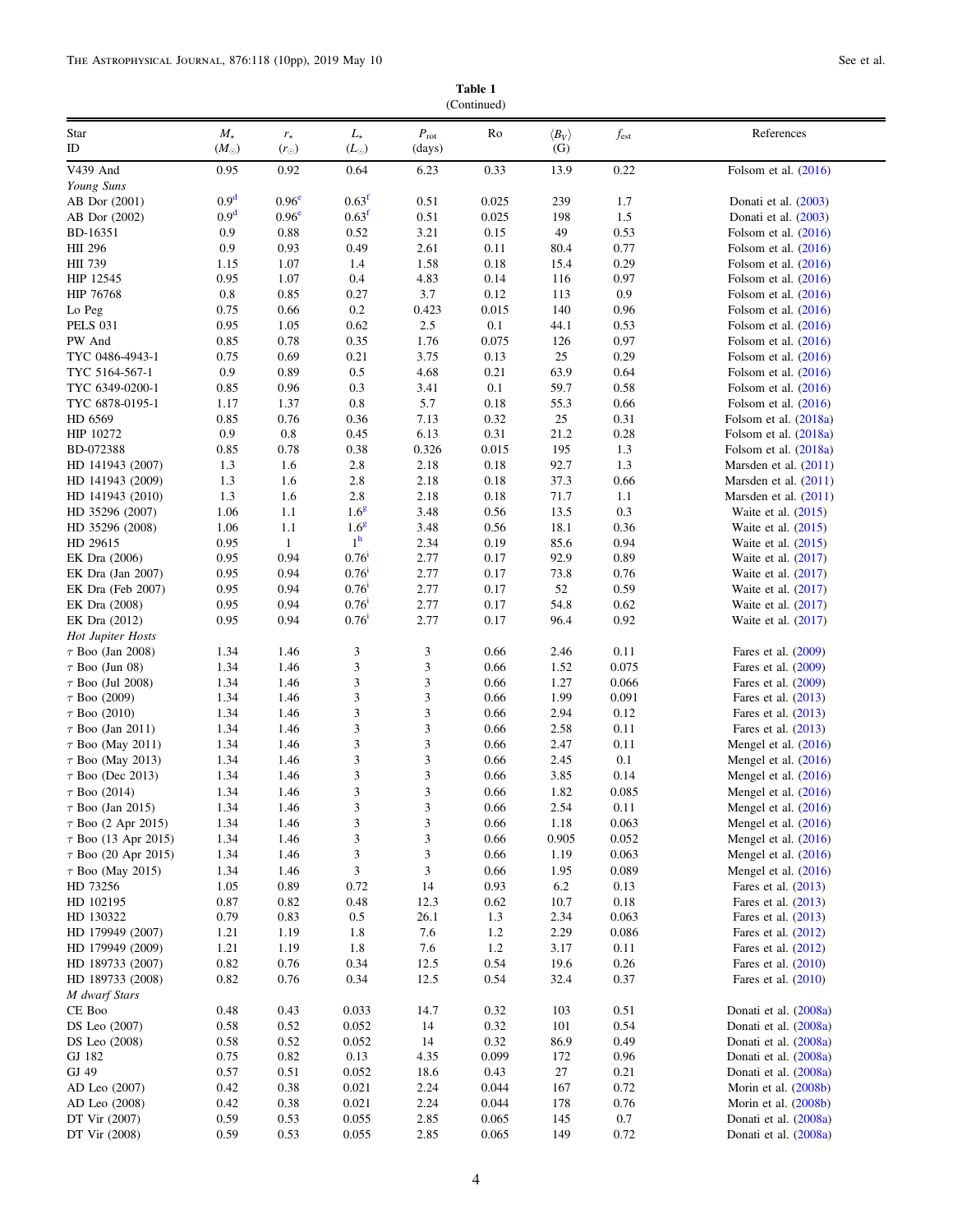**Table 1**
(Continued)

| Star ID | $M_\star$ ($M_\odot$) | $r_\star$ ($r_\odot$) | $L_\star$ ($L_\odot$) | $P_{\rm rot}$ (days) | Ro | $\langle B_V \rangle$ (G) | $f_{\rm est}$ | References |
|---|---|---|---|---|---|---|---|---|
| V439 And | 0.95 | 0.92 | 0.64 | 6.23 | 0.33 | 13.9 | 0.22 | Folsom et al. (2016) |
| *Young Suns* | | | | | | | | |
| AB Dor (2001) | 0.9[d] | 0.96[e] | 0.63[f] | 0.51 | 0.025 | 239 | 1.7 | Donati et al. (2003) |
| AB Dor (2002) | 0.9[d] | 0.96[e] | 0.63[f] | 0.51 | 0.025 | 198 | 1.5 | Donati et al. (2003) |
| BD-16351 | 0.9 | 0.88 | 0.52 | 3.21 | 0.15 | 49 | 0.53 | Folsom et al. (2016) |
| HII 296 | 0.9 | 0.93 | 0.49 | 2.61 | 0.11 | 80.4 | 0.77 | Folsom et al. (2016) |
| HII 739 | 1.15 | 1.07 | 1.4 | 1.58 | 0.18 | 15.4 | 0.29 | Folsom et al. (2016) |
| HIP 12545 | 0.95 | 1.07 | 0.4 | 4.83 | 0.14 | 116 | 0.97 | Folsom et al. (2016) |
| HIP 76768 | 0.8 | 0.85 | 0.27 | 3.7 | 0.12 | 113 | 0.9 | Folsom et al. (2016) |
| Lo Peg | 0.75 | 0.66 | 0.2 | 0.423 | 0.015 | 140 | 0.96 | Folsom et al. (2016) |
| PELS 031 | 0.95 | 1.05 | 0.62 | 2.5 | 0.1 | 44.1 | 0.53 | Folsom et al. (2016) |
| PW And | 0.85 | 0.78 | 0.35 | 1.76 | 0.075 | 126 | 0.97 | Folsom et al. (2016) |
| TYC 0486-4943-1 | 0.75 | 0.69 | 0.21 | 3.75 | 0.13 | 25 | 0.29 | Folsom et al. (2016) |
| TYC 5164-567-1 | 0.9 | 0.89 | 0.5 | 4.68 | 0.21 | 63.9 | 0.64 | Folsom et al. (2016) |
| TYC 6349-0200-1 | 0.85 | 0.96 | 0.3 | 3.41 | 0.1 | 59.7 | 0.58 | Folsom et al. (2016) |
| TYC 6878-0195-1 | 1.17 | 1.37 | 0.8 | 5.7 | 0.18 | 55.3 | 0.66 | Folsom et al. (2016) |
| HD 6569 | 0.85 | 0.76 | 0.36 | 7.13 | 0.32 | 25 | 0.31 | Folsom et al. (2018a) |
| HIP 10272 | 0.9 | 0.8 | 0.45 | 6.13 | 0.31 | 21.2 | 0.28 | Folsom et al. (2018a) |
| BD-072388 | 0.85 | 0.78 | 0.38 | 0.326 | 0.015 | 195 | 1.3 | Folsom et al. (2018a) |
| HD 141943 (2007) | 1.3 | 1.6 | 2.8 | 2.18 | 0.18 | 92.7 | 1.3 | Marsden et al. (2011) |
| HD 141943 (2009) | 1.3 | 1.6 | 2.8 | 2.18 | 0.18 | 37.3 | 0.66 | Marsden et al. (2011) |
| HD 141943 (2010) | 1.3 | 1.6 | 2.8 | 2.18 | 0.18 | 71.7 | 1.1 | Marsden et al. (2011) |
| HD 35296 (2007) | 1.06 | 1.1 | 1.6[g] | 3.48 | 0.56 | 13.5 | 0.3 | Waite et al. (2015) |
| HD 35296 (2008) | 1.06 | 1.1 | 1.6[g] | 3.48 | 0.56 | 18.1 | 0.36 | Waite et al. (2015) |
| HD 29615 | 0.95 | 1 | 1[h] | 2.34 | 0.19 | 85.6 | 0.94 | Waite et al. (2015) |
| EK Dra (2006) | 0.95 | 0.94 | 0.76[i] | 2.77 | 0.17 | 92.9 | 0.89 | Waite et al. (2017) |
| EK Dra (Jan 2007) | 0.95 | 0.94 | 0.76[i] | 2.77 | 0.17 | 73.8 | 0.76 | Waite et al. (2017) |
| EK Dra (Feb 2007) | 0.95 | 0.94 | 0.76[i] | 2.77 | 0.17 | 52 | 0.59 | Waite et al. (2017) |
| EK Dra (2008) | 0.95 | 0.94 | 0.76[i] | 2.77 | 0.17 | 54.8 | 0.62 | Waite et al. (2017) |
| EK Dra (2012) | 0.95 | 0.94 | 0.76[i] | 2.77 | 0.17 | 96.4 | 0.92 | Waite et al. (2017) |
| *Hot Jupiter Hosts* | | | | | | | | |
| $\tau$ Boo (Jan 2008) | 1.34 | 1.46 | 3 | 3 | 0.66 | 2.46 | 0.11 | Fares et al. (2009) |
| $\tau$ Boo (Jun 08) | 1.34 | 1.46 | 3 | 3 | 0.66 | 1.52 | 0.075 | Fares et al. (2009) |
| $\tau$ Boo (Jul 2008) | 1.34 | 1.46 | 3 | 3 | 0.66 | 1.27 | 0.066 | Fares et al. (2009) |
| $\tau$ Boo (2009) | 1.34 | 1.46 | 3 | 3 | 0.66 | 1.99 | 0.091 | Fares et al. (2013) |
| $\tau$ Boo (2010) | 1.34 | 1.46 | 3 | 3 | 0.66 | 2.94 | 0.12 | Fares et al. (2013) |
| $\tau$ Boo (Jan 2011) | 1.34 | 1.46 | 3 | 3 | 0.66 | 2.58 | 0.11 | Fares et al. (2013) |
| $\tau$ Boo (May 2011) | 1.34 | 1.46 | 3 | 3 | 0.66 | 2.47 | 0.11 | Mengel et al. (2016) |
| $\tau$ Boo (May 2013) | 1.34 | 1.46 | 3 | 3 | 0.66 | 2.45 | 0.1 | Mengel et al. (2016) |
| $\tau$ Boo (Dec 2013) | 1.34 | 1.46 | 3 | 3 | 0.66 | 3.85 | 0.14 | Mengel et al. (2016) |
| $\tau$ Boo (2014) | 1.34 | 1.46 | 3 | 3 | 0.66 | 1.82 | 0.085 | Mengel et al. (2016) |
| $\tau$ Boo (Jan 2015) | 1.34 | 1.46 | 3 | 3 | 0.66 | 2.54 | 0.11 | Mengel et al. (2016) |
| $\tau$ Boo (2 Apr 2015) | 1.34 | 1.46 | 3 | 3 | 0.66 | 1.18 | 0.063 | Mengel et al. (2016) |
| $\tau$ Boo (13 Apr 2015) | 1.34 | 1.46 | 3 | 3 | 0.66 | 0.905 | 0.052 | Mengel et al. (2016) |
| $\tau$ Boo (20 Apr 2015) | 1.34 | 1.46 | 3 | 3 | 0.66 | 1.19 | 0.063 | Mengel et al. (2016) |
| $\tau$ Boo (May 2015) | 1.34 | 1.46 | 3 | 3 | 0.66 | 1.95 | 0.089 | Mengel et al. (2016) |
| HD 73256 | 1.05 | 0.89 | 0.72 | 14 | 0.93 | 6.2 | 0.13 | Fares et al. (2013) |
| HD 102195 | 0.87 | 0.82 | 0.48 | 12.3 | 0.62 | 10.7 | 0.18 | Fares et al. (2013) |
| HD 130322 | 0.79 | 0.83 | 0.5 | 26.1 | 1.3 | 2.34 | 0.063 | Fares et al. (2013) |
| HD 179949 (2007) | 1.21 | 1.19 | 1.8 | 7.6 | 1.2 | 2.29 | 0.086 | Fares et al. (2012) |
| HD 179949 (2009) | 1.21 | 1.19 | 1.8 | 7.6 | 1.2 | 3.17 | 0.11 | Fares et al. (2012) |
| HD 189733 (2007) | 0.82 | 0.76 | 0.34 | 12.5 | 0.54 | 19.6 | 0.26 | Fares et al. (2010) |
| HD 189733 (2008) | 0.82 | 0.76 | 0.34 | 12.5 | 0.54 | 32.4 | 0.37 | Fares et al. (2010) |
| *M dwarf Stars* | | | | | | | | |
| CE Boo | 0.48 | 0.43 | 0.033 | 14.7 | 0.32 | 103 | 0.51 | Donati et al. (2008a) |
| DS Leo (2007) | 0.58 | 0.52 | 0.052 | 14 | 0.32 | 101 | 0.54 | Donati et al. (2008a) |
| DS Leo (2008) | 0.58 | 0.52 | 0.052 | 14 | 0.32 | 86.9 | 0.49 | Donati et al. (2008a) |
| GJ 182 | 0.75 | 0.82 | 0.13 | 4.35 | 0.099 | 172 | 0.96 | Donati et al. (2008a) |
| GJ 49 | 0.57 | 0.51 | 0.052 | 18.6 | 0.43 | 27 | 0.21 | Donati et al. (2008a) |
| AD Leo (2007) | 0.42 | 0.38 | 0.021 | 2.24 | 0.044 | 167 | 0.72 | Morin et al. (2008b) |
| AD Leo (2008) | 0.42 | 0.38 | 0.021 | 2.24 | 0.044 | 178 | 0.76 | Morin et al. (2008b) |
| DT Vir (2007) | 0.59 | 0.53 | 0.055 | 2.85 | 0.065 | 145 | 0.7 | Donati et al. (2008a) |
| DT Vir (2008) | 0.59 | 0.53 | 0.055 | 2.85 | 0.065 | 149 | 0.72 | Donati et al. (2008a) |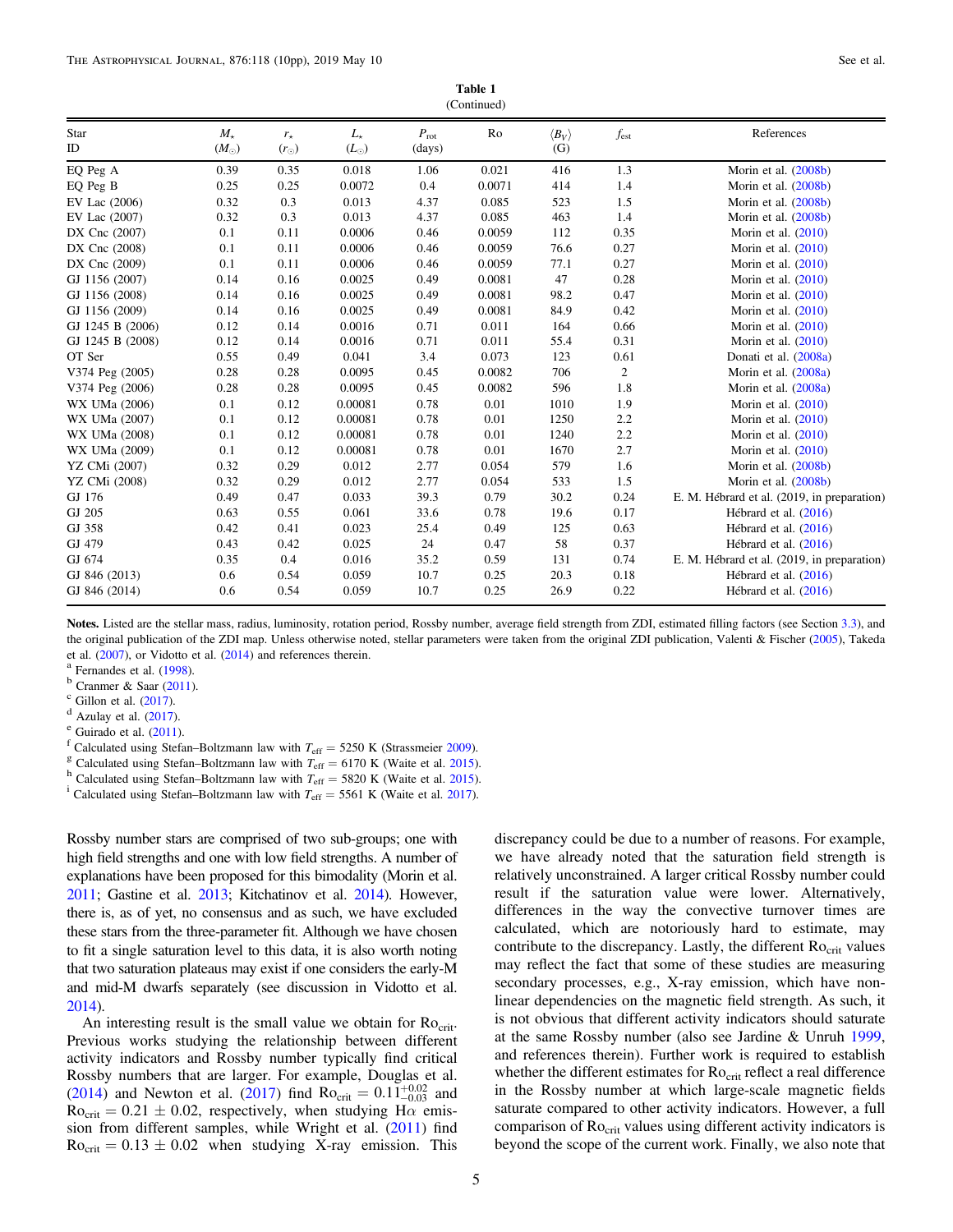**Table 1**
(Continued)

| Star ID | $M_\star$ ($M_\odot$) | $r_\star$ ($r_\odot$) | $L_\star$ ($L_\odot$) | $P_{\rm rot}$ (days) | Ro | $\langle B_V \rangle$ (G) | $f_{\rm est}$ | References |
|---|---|---|---|---|---|---|---|---|
| EQ Peg A | 0.39 | 0.35 | 0.018 | 1.06 | 0.021 | 416 | 1.3 | Morin et al. (2008b) |
| EQ Peg B | 0.25 | 0.25 | 0.0072 | 0.4 | 0.0071 | 414 | 1.4 | Morin et al. (2008b) |
| EV Lac (2006) | 0.32 | 0.3 | 0.013 | 4.37 | 0.085 | 523 | 1.5 | Morin et al. (2008b) |
| EV Lac (2007) | 0.32 | 0.3 | 0.013 | 4.37 | 0.085 | 463 | 1.4 | Morin et al. (2008b) |
| DX Cnc (2007) | 0.1 | 0.11 | 0.0006 | 0.46 | 0.0059 | 112 | 0.35 | Morin et al. (2010) |
| DX Cnc (2008) | 0.1 | 0.11 | 0.0006 | 0.46 | 0.0059 | 76.6 | 0.27 | Morin et al. (2010) |
| DX Cnc (2009) | 0.1 | 0.11 | 0.0006 | 0.46 | 0.0059 | 77.1 | 0.27 | Morin et al. (2010) |
| GJ 1156 (2007) | 0.14 | 0.16 | 0.0025 | 0.49 | 0.0081 | 47 | 0.28 | Morin et al. (2010) |
| GJ 1156 (2008) | 0.14 | 0.16 | 0.0025 | 0.49 | 0.0081 | 98.2 | 0.47 | Morin et al. (2010) |
| GJ 1156 (2009) | 0.14 | 0.16 | 0.0025 | 0.49 | 0.0081 | 84.9 | 0.42 | Morin et al. (2010) |
| GJ 1245 B (2006) | 0.12 | 0.14 | 0.0016 | 0.71 | 0.011 | 164 | 0.66 | Morin et al. (2010) |
| GJ 1245 B (2008) | 0.12 | 0.14 | 0.0016 | 0.71 | 0.011 | 55.4 | 0.31 | Morin et al. (2010) |
| OT Ser | 0.55 | 0.49 | 0.041 | 3.4 | 0.073 | 123 | 0.61 | Donati et al. (2008a) |
| V374 Peg (2005) | 0.28 | 0.28 | 0.0095 | 0.45 | 0.0082 | 706 | 2 | Morin et al. (2008a) |
| V374 Peg (2006) | 0.28 | 0.28 | 0.0095 | 0.45 | 0.0082 | 596 | 1.8 | Morin et al. (2008a) |
| WX UMa (2006) | 0.1 | 0.12 | 0.00081 | 0.78 | 0.01 | 1010 | 1.9 | Morin et al. (2010) |
| WX UMa (2007) | 0.1 | 0.12 | 0.00081 | 0.78 | 0.01 | 1250 | 2.2 | Morin et al. (2010) |
| WX UMa (2008) | 0.1 | 0.12 | 0.00081 | 0.78 | 0.01 | 1240 | 2.2 | Morin et al. (2010) |
| WX UMa (2009) | 0.1 | 0.12 | 0.00081 | 0.78 | 0.01 | 1670 | 2.7 | Morin et al. (2010) |
| YZ CMi (2007) | 0.32 | 0.29 | 0.012 | 2.77 | 0.054 | 579 | 1.6 | Morin et al. (2008b) |
| YZ CMi (2008) | 0.32 | 0.29 | 0.012 | 2.77 | 0.054 | 533 | 1.5 | Morin et al. (2008b) |
| GJ 176 | 0.49 | 0.47 | 0.033 | 39.3 | 0.79 | 30.2 | 0.24 | E. M. Hébrard et al. (2019, in preparation) |
| GJ 205 | 0.63 | 0.55 | 0.061 | 33.6 | 0.78 | 19.6 | 0.17 | Hébrard et al. (2016) |
| GJ 358 | 0.42 | 0.41 | 0.023 | 25.4 | 0.49 | 125 | 0.63 | Hébrard et al. (2016) |
| GJ 479 | 0.43 | 0.42 | 0.025 | 24 | 0.47 | 58 | 0.37 | Hébrard et al. (2016) |
| GJ 674 | 0.35 | 0.4 | 0.016 | 35.2 | 0.59 | 131 | 0.74 | E. M. Hébrard et al. (2019, in preparation) |
| GJ 846 (2013) | 0.6 | 0.54 | 0.059 | 10.7 | 0.25 | 20.3 | 0.18 | Hébrard et al. (2016) |
| GJ 846 (2014) | 0.6 | 0.54 | 0.059 | 10.7 | 0.25 | 26.9 | 0.22 | Hébrard et al. (2016) |

**Notes.** Listed are the stellar mass, radius, luminosity, rotation period, Rossby number, average field strength from ZDI, estimated filling factors (see Section 3.3), and the original publication of the ZDI map. Unless otherwise noted, stellar parameters were taken from the original ZDI publication, Valenti & Fischer (2005), Takeda et al. (2007), or Vidotto et al. (2014) and references therein.
[a] Fernandes et al. (1998).
[b] Cranmer & Saar (2011).
[c] Gillon et al. (2017).
[d] Azulay et al. (2017).
[e] Guirado et al. (2011).
[f] Calculated using Stefan–Boltzmann law with $T_{\rm eff}$ = 5250 K (Strassmeier 2009).
[g] Calculated using Stefan–Boltzmann law with $T_{\rm eff}$ = 6170 K (Waite et al. 2015).
[h] Calculated using Stefan–Boltzmann law with $T_{\rm eff}$ = 5820 K (Waite et al. 2015).
[i] Calculated using Stefan–Boltzmann law with $T_{\rm eff}$ = 5561 K (Waite et al. 2017).

Rossby number stars are comprised of two sub-groups; one with high field strengths and one with low field strengths. A number of explanations have been proposed for this bimodality (Morin et al. 2011; Gastine et al. 2013; Kitchatinov et al. 2014). However, there is, as of yet, no consensus and as such, we have excluded these stars from the three-parameter fit. Although we have chosen to fit a single saturation level to this data, it is also worth noting that two saturation plateaus may exist if one considers the early-M and mid-M dwarfs separately (see discussion in Vidotto et al. 2014).

An interesting result is the small value we obtain for $\rm Ro_{crit}$. Previous works studying the relationship between different activity indicators and Rossby number typically find critical Rossby numbers that are larger. For example, Douglas et al. (2014) and Newton et al. (2017) find $\rm Ro_{crit} = 0.11^{+0.02}_{-0.03}$ and $\rm Ro_{crit} = 0.21 \pm 0.02$, respectively, when studying Hα emission from different samples, while Wright et al. (2011) find $\rm Ro_{crit} = 0.13 \pm 0.02$ when studying X-ray emission. This discrepancy could be due to a number of reasons. For example, we have already noted that the saturation field strength is relatively unconstrained. A larger critical Rossby number could result if the saturation value were lower. Alternatively, differences in the way the convective turnover times are calculated, which are notoriously hard to estimate, may contribute to the discrepancy. Lastly, the different $\rm Ro_{crit}$ values may reflect the fact that some of these studies are measuring secondary processes, e.g., X-ray emission, which have nonlinear dependencies on the magnetic field strength. As such, it is not obvious that different activity indicators should saturate at the same Rossby number (also see Jardine & Unruh 1999, and references therein). Further work is required to establish whether the different estimates for $\rm Ro_{crit}$ reflect a real difference in the Rossby number at which large-scale magnetic fields saturate compared to other activity indicators. However, a full comparison of $\rm Ro_{crit}$ values using different activity indicators is beyond the scope of the current work. Finally, we also note that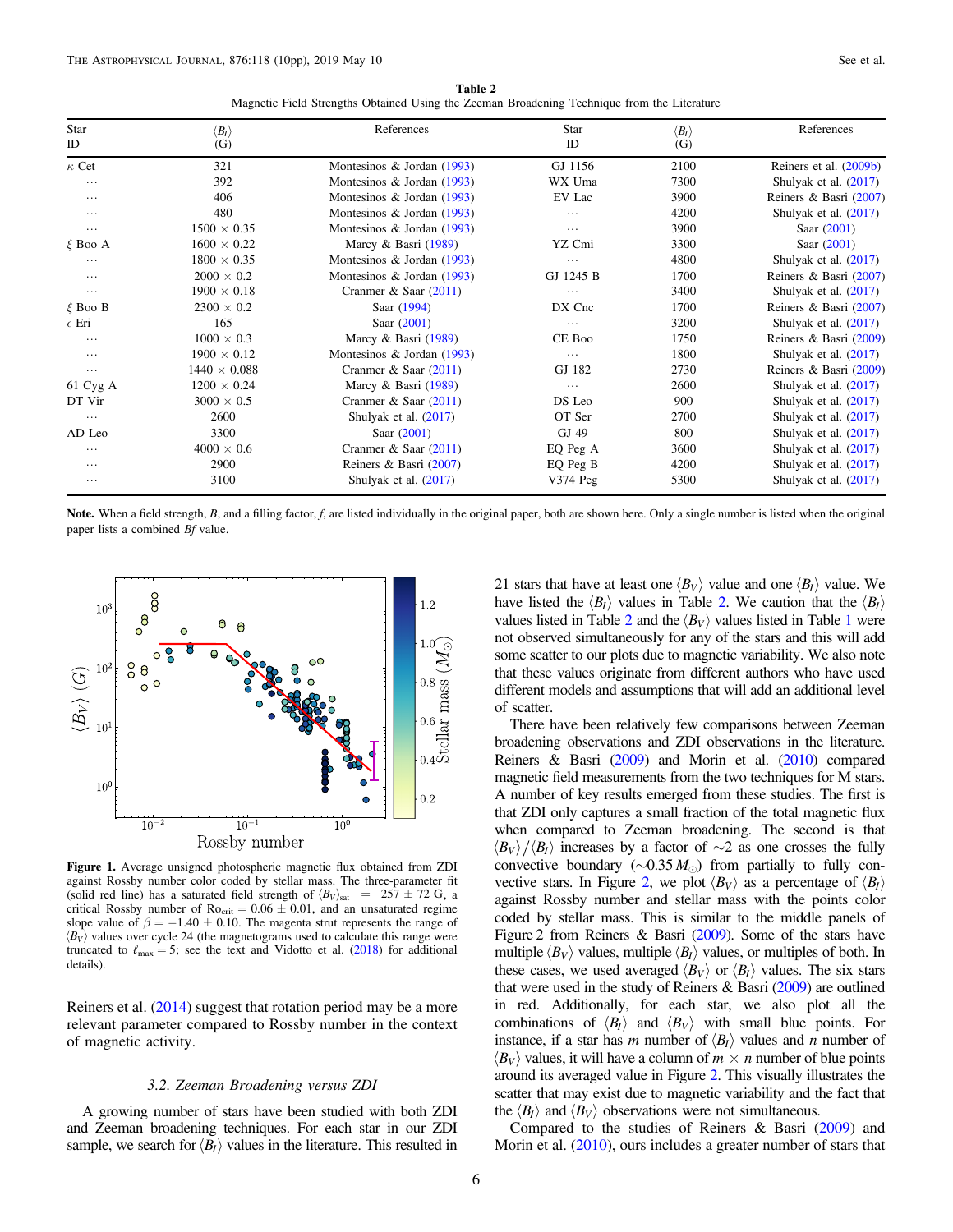**Table 2**
Magnetic Field Strengths Obtained Using the Zeeman Broadening Technique from the Literature

| Star ID | $\langle B_I \rangle$ (G) | References | Star ID | $\langle B_I \rangle$ (G) | References |
|---|---|---|---|---|---|
| $\kappa$ Cet | 321 | Montesinos & Jordan (1993) | GJ 1156 | 2100 | Reiners et al. (2009b) |
| … | 392 | Montesinos & Jordan (1993) | WX Uma | 7300 | Shulyak et al. (2017) |
| … | 406 | Montesinos & Jordan (1993) | EV Lac | 3900 | Reiners & Basri (2007) |
| … | 480 | Montesinos & Jordan (1993) | … | 4200 | Shulyak et al. (2017) |
| … | 1500 × 0.35 | Montesinos & Jordan (1993) | … | 3900 | Saar (2001) |
| $\xi$ Boo A | 1600 × 0.22 | Marcy & Basri (1989) | YZ Cmi | 3300 | Saar (2001) |
| … | 1800 × 0.35 | Montesinos & Jordan (1993) | … | 4800 | Shulyak et al. (2017) |
| … | 2000 × 0.2 | Montesinos & Jordan (1993) | GJ 1245 B | 1700 | Reiners & Basri (2007) |
| … | 1900 × 0.18 | Cranmer & Saar (2011) | … | 3400 | Shulyak et al. (2017) |
| $\xi$ Boo B | 2300 × 0.2 | Saar (1994) | DX Cnc | 1700 | Reiners & Basri (2007) |
| $\epsilon$ Eri | 165 | Saar (2001) | … | 3200 | Shulyak et al. (2017) |
| … | 1000 × 0.3 | Marcy & Basri (1989) | CE Boo | 1750 | Reiners & Basri (2009) |
| … | 1900 × 0.12 | Montesinos & Jordan (1993) | … | 1800 | Shulyak et al. (2017) |
| … | 1440 × 0.088 | Cranmer & Saar (2011) | GJ 182 | 2730 | Reiners & Basri (2009) |
| 61 Cyg A | 1200 × 0.24 | Marcy & Basri (1989) | … | 2600 | Shulyak et al. (2017) |
| DT Vir | 3000 × 0.5 | Cranmer & Saar (2011) | DS Leo | 900 | Shulyak et al. (2017) |
| … | 2600 | Shulyak et al. (2017) | OT Ser | 2700 | Shulyak et al. (2017) |
| AD Leo | 3300 | Saar (2001) | GJ 49 | 800 | Shulyak et al. (2017) |
| … | 4000 × 0.6 | Cranmer & Saar (2011) | EQ Peg A | 3600 | Shulyak et al. (2017) |
| … | 2900 | Reiners & Basri (2007) | EQ Peg B | 4200 | Shulyak et al. (2017) |
| … | 3100 | Shulyak et al. (2017) | V374 Peg | 5300 | Shulyak et al. (2017) |

**Note.** When a field strength, $B$, and a filling factor, $f$, are listed individually in the original paper, both are shown here. Only a single number is listed when the original paper lists a combined $Bf$ value.

**Figure 1.** Average unsigned photospheric magnetic flux obtained from ZDI against Rossby number color coded by stellar mass. The three-parameter fit (solid red line) has a saturated field strength of $\langle B_V \rangle_{\rm sat} = 257 \pm 72$ G, a critical Rossby number of $\mathrm{Ro}_{\rm crit} = 0.06 \pm 0.01$, and an unsaturated regime slope value of $\beta = -1.40 \pm 0.10$. The magenta strut represents the range of $\langle B_V \rangle$ values over cycle 24 (the magnetograms used to calculate this range were truncated to $\ell_{\rm max} = 5$; see the text and Vidotto et al. (2018) for additional details).

Reiners et al. (2014) suggest that rotation period may be a more relevant parameter compared to Rossby number in the context of magnetic activity.

### 3.2. Zeeman Broadening versus ZDI

A growing number of stars have been studied with both ZDI and Zeeman broadening techniques. For each star in our ZDI sample, we search for $\langle B_I \rangle$ values in the literature. This resulted in 21 stars that have at least one $\langle B_V \rangle$ value and one $\langle B_I \rangle$ value. We have listed the $\langle B_I \rangle$ values in Table 2. We caution that the $\langle B_I \rangle$ values listed in Table 2 and the $\langle B_V \rangle$ values listed in Table 1 were not observed simultaneously for any of the stars and this will add some scatter to our plots due to magnetic variability. We also note that these values originate from different authors who have used different models and assumptions that will add an additional level of scatter.

There have been relatively few comparisons between Zeeman broadening observations and ZDI observations in the literature. Reiners & Basri (2009) and Morin et al. (2010) compared magnetic field measurements from the two techniques for M stars. A number of key results emerged from these studies. The first is that ZDI only captures a small fraction of the total magnetic flux when compared to Zeeman broadening. The second is that $\langle B_V \rangle / \langle B_I \rangle$ increases by a factor of $\sim$2 as one crosses the fully convective boundary ($\sim 0.35\, M_\odot$) from partially to fully convective stars. In Figure 2, we plot $\langle B_V \rangle$ as a percentage of $\langle B_I \rangle$ against Rossby number and stellar mass with the points color coded by stellar mass. This is similar to the middle panels of Figure 2 from Reiners & Basri (2009). Some of the stars have multiple $\langle B_V \rangle$ values, multiple $\langle B_I \rangle$ values, or multiples of both. In these cases, we used averaged $\langle B_V \rangle$ or $\langle B_I \rangle$ values. The six stars that were used in the study of Reiners & Basri (2009) are outlined in red. Additionally, for each star, we also plot all the combinations of $\langle B_I \rangle$ and $\langle B_V \rangle$ with small blue points. For instance, if a star has $m$ number of $\langle B_I \rangle$ values and $n$ number of $\langle B_V \rangle$ values, it will have a column of $m \times n$ number of blue points around its averaged value in Figure 2. This visually illustrates the scatter that may exist due to magnetic variability and the fact that the $\langle B_I \rangle$ and $\langle B_V \rangle$ observations were not simultaneous.

Compared to the studies of Reiners & Basri (2009) and Morin et al. (2010), ours includes a greater number of stars that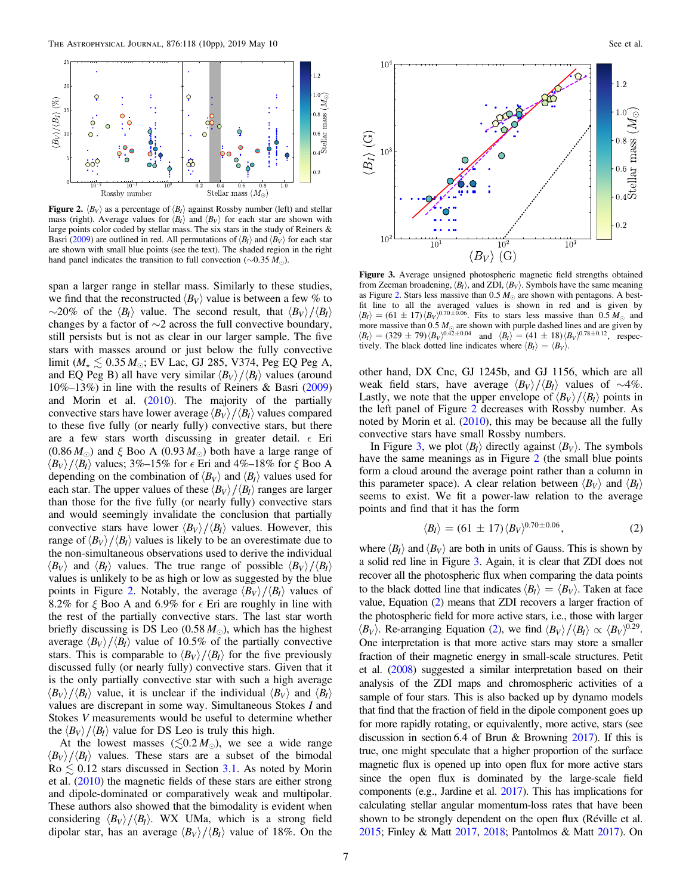**Figure 2.** $\langle B_V \rangle$ as a percentage of $\langle B_I \rangle$ against Rossby number (left) and stellar mass (right). Average values for $\langle B_I \rangle$ and $\langle B_V \rangle$ for each star are shown with large points color coded by stellar mass. The six stars in the study of Reiners & Basri (2009) are outlined in red. All permutations of $\langle B_I \rangle$ and $\langle B_V \rangle$ for each star are shown with small blue points (see the text). The shaded region in the right hand panel indicates the transition to full convection ($\sim$0.35 $M_\odot$).

span a larger range in stellar mass. Similarly to these studies, we find that the reconstructed $\langle B_V \rangle$ value is between a few % to $\sim$20% of the $\langle B_I \rangle$ value. The second result, that $\langle B_V \rangle / \langle B_I \rangle$ changes by a factor of $\sim$2 across the full convective boundary, still persists but is not as clear in our larger sample. The five stars with masses around or just below the fully convective limit ($M_\star \lesssim 0.35\,M_\odot$; EV Lac, GJ 285, V374, Peg EQ Peg A, and EQ Peg B) all have very similar $\langle B_V \rangle / \langle B_I \rangle$ values (around 10%–13%) in line with the results of Reiners & Basri (2009) and Morin et al. (2010). The majority of the partially convective stars have lower average $\langle B_V \rangle / \langle B_I \rangle$ values compared to these five fully (or nearly fully) convective stars, but there are a few stars worth discussing in greater detail. $\epsilon$ Eri (0.86 $M_\odot$) and $\xi$ Boo A (0.93 $M_\odot$) both have a large range of $\langle B_V \rangle / \langle B_I \rangle$ values; 3%–15% for $\epsilon$ Eri and 4%–18% for $\xi$ Boo A depending on the combination of $\langle B_V \rangle$ and $\langle B_I \rangle$ values used for each star. The upper values of these $\langle B_V \rangle / \langle B_I \rangle$ ranges are larger than those for the five fully (or nearly fully) convective stars and would seemingly invalidate the conclusion that partially convective stars have lower $\langle B_V \rangle / \langle B_I \rangle$ values. However, this range of $\langle B_V \rangle / \langle B_I \rangle$ values is likely to be an overestimate due to the non-simultaneous observations used to derive the individual $\langle B_V \rangle$ and $\langle B_I \rangle$ values. The true range of possible $\langle B_V \rangle / \langle B_I \rangle$ values is unlikely to be as high or low as suggested by the blue points in Figure 2. Notably, the average $\langle B_V \rangle / \langle B_I \rangle$ values of 8.2% for $\xi$ Boo A and 6.9% for $\epsilon$ Eri are roughly in line with the rest of the partially convective stars. The last star worth briefly discussing is DS Leo (0.58 $M_\odot$), which has the highest average $\langle B_V \rangle / \langle B_I \rangle$ value of 10.5% of the partially convective stars. This is comparable to $\langle B_V \rangle / \langle B_I \rangle$ for the five previously discussed fully (or nearly fully) convective stars. Given that it is the only partially convective star with such a high average $\langle B_V \rangle / \langle B_I \rangle$ value, it is unclear if the individual $\langle B_V \rangle$ and $\langle B_I \rangle$ values are discrepant in some way. Simultaneous Stokes $I$ and Stokes $V$ measurements would be useful to determine whether the $\langle B_V \rangle / \langle B_I \rangle$ value for DS Leo is truly this high.

At the lowest masses ($\lesssim$0.2 $M_\odot$), we see a wide range $\langle B_V \rangle / \langle B_I \rangle$ values. These stars are a subset of the bimodal Ro $\lesssim$ 0.12 stars discussed in Section 3.1. As noted by Morin et al. (2010) the magnetic fields of these stars are either strong and dipole-dominated or comparatively weak and multipolar. These authors also showed that the bimodality is evident when considering $\langle B_V \rangle / \langle B_I \rangle$. WX UMa, which is a strong field dipolar star, has an average $\langle B_V \rangle / \langle B_I \rangle$ value of 18%. On the other hand, DX Cnc, GJ 1245b, and GJ 1156, which are all weak field stars, have average $\langle B_V \rangle / \langle B_I \rangle$ values of $\sim$4%. Lastly, we note that the upper envelope of $\langle B_V \rangle / \langle B_I \rangle$ points in the left panel of Figure 2 decreases with Rossby number. As noted by Morin et al. (2010), this may be because all the fully convective stars have small Rossby numbers.

**Figure 3.** Average unsigned photospheric magnetic field strengths obtained from Zeeman broadening, $\langle B_I \rangle$, and ZDI, $\langle B_V \rangle$. Symbols have the same meaning as Figure 2. Stars less massive than 0.5 $M_\odot$ are shown with pentagons. A best-fit line to all the averaged values is shown in red and is given by $\langle B_I \rangle = (61 \pm 17) \langle B_V \rangle^{0.70 \pm 0.06}$. Fits to stars less massive than 0.5 $M_\odot$ and more massive than 0.5 $M_\odot$ are shown with purple dashed lines and are given by $\langle B_I \rangle = (329 \pm 79) \langle B_V \rangle^{0.42 \pm 0.04}$ and $\langle B_I \rangle = (41 \pm 18) \langle B_V \rangle^{0.78 \pm 0.12}$, respectively. The black dotted line indicates where $\langle B_I \rangle = \langle B_V \rangle$.

In Figure 3, we plot $\langle B_I \rangle$ directly against $\langle B_V \rangle$. The symbols have the same meanings as in Figure 2 (the small blue points form a cloud around the average point rather than a column in this parameter space). A clear relation between $\langle B_V \rangle$ and $\langle B_I \rangle$ seems to exist. We fit a power-law relation to the average points and find that it has the form

$$\langle B_I \rangle = (61 \pm 17) \langle B_V \rangle^{0.70 \pm 0.06}, \tag{2}$$

where $\langle B_I \rangle$ and $\langle B_V \rangle$ are both in units of Gauss. This is shown by a solid red line in Figure 3. Again, it is clear that ZDI does not recover all the photospheric flux when comparing the data points to the black dotted line that indicates $\langle B_I \rangle = \langle B_V \rangle$. Taken at face value, Equation (2) means that ZDI recovers a larger fraction of the photospheric field for more active stars, i.e., those with larger $\langle B_V \rangle$. Re-arranging Equation (2), we find $\langle B_V \rangle / \langle B_I \rangle \propto \langle B_V \rangle^{0.29}$. One interpretation is that more active stars may store a smaller fraction of their magnetic energy in small-scale structures. Petit et al. (2008) suggested a similar interpretation based on their analysis of the ZDI maps and chromospheric activities of a sample of four stars. This is also backed up by dynamo models that find that the fraction of field in the dipole component goes up for more rapidly rotating, or equivalently, more active, stars (see discussion in section 6.4 of Brun & Browning 2017). If this is true, one might speculate that a higher proportion of the surface magnetic flux is opened up into open flux for more active stars since the open flux is dominated by the large-scale field components (e.g., Jardine et al. 2017). This has implications for calculating stellar angular momentum-loss rates that have been shown to be strongly dependent on the open flux (Réville et al. 2015; Finley & Matt 2017, 2018; Pantolmos & Matt 2017). On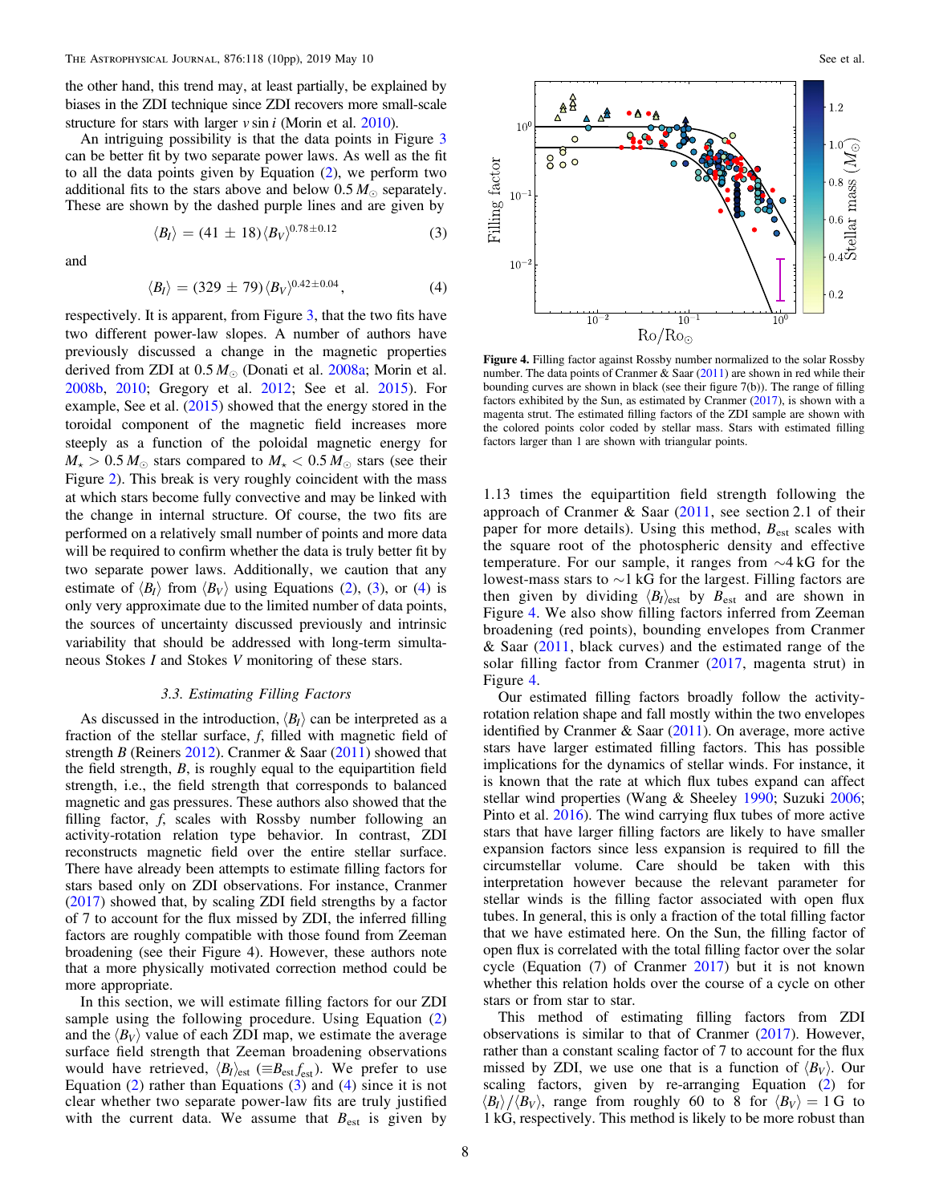the other hand, this trend may, at least partially, be explained by biases in the ZDI technique since ZDI recovers more small-scale structure for stars with larger $v \sin i$ (Morin et al. 2010).

An intriguing possibility is that the data points in Figure 3 can be better fit by two separate power laws. As well as the fit to all the data points given by Equation (2), we perform two additional fits to the stars above and below $0.5\,M_{\odot}$ separately. These are shown by the dashed purple lines and are given by

$$\langle B_I \rangle = (41 \pm 18) \langle B_V \rangle^{0.78 \pm 0.12} \quad (3)$$

and

$$\langle B_I \rangle = (329 \pm 79) \langle B_V \rangle^{0.42 \pm 0.04}, \quad (4)$$

respectively. It is apparent, from Figure 3, that the two fits have two different power-law slopes. A number of authors have previously discussed a change in the magnetic properties derived from ZDI at $0.5\,M_{\odot}$ (Donati et al. 2008a; Morin et al. 2008b, 2010; Gregory et al. 2012; See et al. 2015). For example, See et al. (2015) showed that the energy stored in the toroidal component of the magnetic field increases more steeply as a function of the poloidal magnetic energy for $M_{\star} > 0.5\,M_{\odot}$ stars compared to $M_{\star} < 0.5\,M_{\odot}$ stars (see their Figure 2). This break is very roughly coincident with the mass at which stars become fully convective and may be linked with the change in internal structure. Of course, the two fits are performed on a relatively small number of points and more data will be required to confirm whether the data is truly better fit by two separate power laws. Additionally, we caution that any estimate of $\langle B_I \rangle$ from $\langle B_V \rangle$ using Equations (2), (3), or (4) is only very approximate due to the limited number of data points, the sources of uncertainty discussed previously and intrinsic variability that should be addressed with long-term simultaneous Stokes $I$ and Stokes $V$ monitoring of these stars.

### 3.3. Estimating Filling Factors

As discussed in the introduction, $\langle B_I \rangle$ can be interpreted as a fraction of the stellar surface, $f$, filled with magnetic field of strength $B$ (Reiners 2012). Cranmer & Saar (2011) showed that the field strength, $B$, is roughly equal to the equipartition field strength, i.e., the field strength that corresponds to balanced magnetic and gas pressures. These authors also showed that the filling factor, $f$, scales with Rossby number following an activity-rotation relation type behavior. In contrast, ZDI reconstructs magnetic field over the entire stellar surface. There have already been attempts to estimate filling factors for stars based only on ZDI observations. For instance, Cranmer (2017) showed that, by scaling ZDI field strengths by a factor of 7 to account for the flux missed by ZDI, the inferred filling factors are roughly compatible with those found from Zeeman broadening (see their Figure 4). However, these authors note that a more physically motivated correction method could be more appropriate.

In this section, we will estimate filling factors for our ZDI sample using the following procedure. Using Equation (2) and the $\langle B_V \rangle$ value of each ZDI map, we estimate the average surface field strength that Zeeman broadening observations would have retrieved, $\langle B_I \rangle_{\rm est}$ ($\equiv B_{\rm est} f_{\rm est}$). We prefer to use Equation (2) rather than Equations (3) and (4) since it is not clear whether two separate power-law fits are truly justified with the current data. We assume that $B_{\rm est}$ is given by 1.13 times the equipartition field strength following the approach of Cranmer & Saar (2011, see section 2.1 of their paper for more details). Using this method, $B_{\rm est}$ scales with the square root of the photospheric density and effective temperature. For our sample, it ranges from ∼4 kG for the lowest-mass stars to ∼1 kG for the largest. Filling factors are then given by dividing $\langle B_I \rangle_{\rm est}$ by $B_{\rm est}$ and are shown in Figure 4. We also show filling factors inferred from Zeeman broadening (red points), bounding envelopes from Cranmer & Saar (2011, black curves) and the estimated range of the solar filling factor from Cranmer (2017, magenta strut) in Figure 4.

**Figure 4.** Filling factor against Rossby number normalized to the solar Rossby number. The data points of Cranmer & Saar (2011) are shown in red while their bounding curves are shown in black (see their figure 7(b)). The range of filling factors exhibited by the Sun, as estimated by Cranmer (2017), is shown with a magenta strut. The estimated filling factors of the ZDI sample are shown with the colored points color coded by stellar mass. Stars with estimated filling factors larger than 1 are shown with triangular points.

Our estimated filling factors broadly follow the activity-rotation relation shape and fall mostly within the two envelopes identified by Cranmer & Saar (2011). On average, more active stars have larger estimated filling factors. This has possible implications for the dynamics of stellar winds. For instance, it is known that the rate at which flux tubes expand can affect stellar wind properties (Wang & Sheeley 1990; Suzuki 2006; Pinto et al. 2016). The wind carrying flux tubes of more active stars that have larger filling factors are likely to have smaller expansion factors since less expansion is required to fill the circumstellar volume. Care should be taken with this interpretation however because the relevant parameter for stellar winds is the filling factor associated with open flux tubes. In general, this is only a fraction of the total filling factor that we have estimated here. On the Sun, the filling factor of open flux is correlated with the total filling factor over the solar cycle (Equation (7) of Cranmer 2017) but it is not known whether this relation holds over the course of a cycle on other stars or from star to star.

This method of estimating filling factors from ZDI observations is similar to that of Cranmer (2017). However, rather than a constant scaling factor of 7 to account for the flux missed by ZDI, we use one that is a function of $\langle B_V \rangle$. Our scaling factors, given by re-arranging Equation (2) for $\langle B_I \rangle / \langle B_V \rangle$, range from roughly 60 to 8 for $\langle B_V \rangle = 1$ G to 1 kG, respectively. This method is likely to be more robust than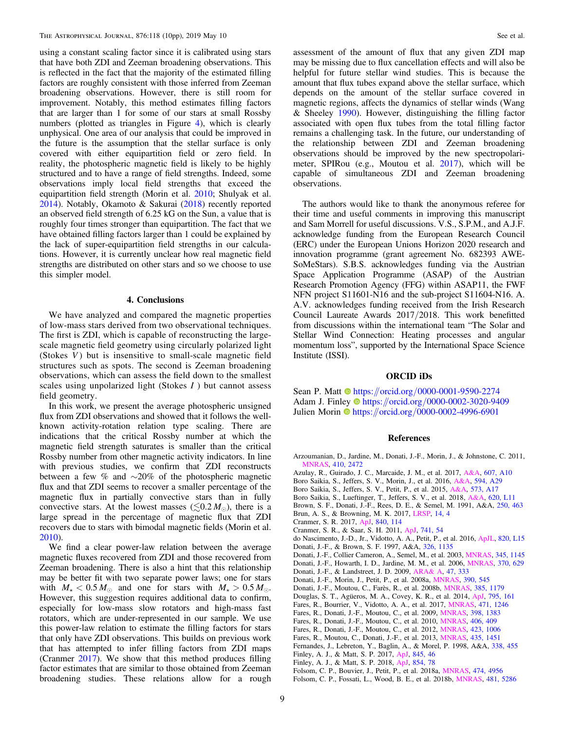using a constant scaling factor since it is calibrated using stars that have both ZDI and Zeeman broadening observations. This is reflected in the fact that the majority of the estimated filling factors are roughly consistent with those inferred from Zeeman broadening observations. However, there is still room for improvement. Notably, this method estimates filling factors that are larger than 1 for some of our stars at small Rossby numbers (plotted as triangles in Figure 4), which is clearly unphysical. One area of our analysis that could be improved in the future is the assumption that the stellar surface is only covered with either equipartition field or zero field. In reality, the photospheric magnetic field is likely to be highly structured and to have a range of field strengths. Indeed, some observations imply local field strengths that exceed the equipartition field strength (Morin et al. 2010; Shulyak et al. 2014). Notably, Okamoto & Sakurai (2018) recently reported an observed field strength of 6.25 kG on the Sun, a value that is roughly four times stronger than equipartition. The fact that we have obtained filling factors larger than 1 could be explained by the lack of super-equipartition field strengths in our calculations. However, it is currently unclear how real magnetic field strengths are distributed on other stars and so we choose to use this simpler model.

## 4. Conclusions

We have analyzed and compared the magnetic properties of low-mass stars derived from two observational techniques. The first is ZDI, which is capable of reconstructing the large-scale magnetic field geometry using circularly polarized light (Stokes $V$) but is insensitive to small-scale magnetic field structures such as spots. The second is Zeeman broadening observations, which can assess the field down to the smallest scales using unpolarized light (Stokes $I$) but cannot assess field geometry.

In this work, we present the average photospheric unsigned flux from ZDI observations and showed that it follows the well-known activity-rotation relation type scaling. There are indications that the critical Rossby number at which the magnetic field strength saturates is smaller than the critical Rossby number from other magnetic activity indicators. In line with previous studies, we confirm that ZDI reconstructs between a few % and ~20% of the photospheric magnetic flux and that ZDI seems to recover a smaller percentage of the magnetic flux in partially convective stars than in fully convective stars. At the lowest masses ($\lesssim 0.2\,M_\odot$), there is a large spread in the percentage of magnetic flux that ZDI recovers due to stars with bimodal magnetic fields (Morin et al. 2010).

We find a clear power-law relation between the average magnetic fluxes recovered from ZDI and those recovered from Zeeman broadening. There is also a hint that this relationship may be better fit with two separate power laws; one for stars with $M_\star < 0.5\,M_\odot$ and one for stars with $M_\star > 0.5\,M_\odot$. However, this suggestion requires additional data to confirm, especially for low-mass slow rotators and high-mass fast rotators, which are under-represented in our sample. We use this power-law relation to estimate the filling factors for stars that only have ZDI observations. This builds on previous work that has attempted to infer filling factors from ZDI maps (Cranmer 2017). We show that this method produces filling factor estimates that are similar to those obtained from Zeeman broadening studies. These relations allow for a rough assessment of the amount of flux that any given ZDI map may be missing due to flux cancellation effects and will also be helpful for future stellar wind studies. This is because the amount that flux tubes expand above the stellar surface, which depends on the amount of the stellar surface covered in magnetic regions, affects the dynamics of stellar winds (Wang & Sheeley 1990). However, distinguishing the filling factor associated with open flux tubes from the total filling factor remains a challenging task. In the future, our understanding of the relationship between ZDI and Zeeman broadening observations should be improved by the new spectropolarimeter, SPIRou (e.g., Moutou et al. 2017), which will be capable of simultaneous ZDI and Zeeman broadening observations.

The authors would like to thank the anonymous referee for their time and useful comments in improving this manuscript and Sam Morrell for useful discussions. V.S., S.P.M., and A.J.F. acknowledge funding from the European Research Council (ERC) under the European Unions Horizon 2020 research and innovation programme (grant agreement No. 682393 AWESoMeStars). S.B.S. acknowledges funding via the Austrian Space Application Programme (ASAP) of the Austrian Research Promotion Agency (FFG) within ASAP11, the FWF NFN project S11601-N16 and the sub-project S11604-N16. A. A.V. acknowledges funding received from the Irish Research Council Laureate Awards 2017/2018. This work benefitted from discussions within the international team "The Solar and Stellar Wind Connection: Heating processes and angular momentum loss", supported by the International Space Science Institute (ISSI).

## ORCID iDs

Sean P. Matt https://orcid.org/0000-0001-9590-2274
Adam J. Finley https://orcid.org/0000-0002-3020-9409
Julien Morin https://orcid.org/0000-0002-4996-6901

## References

Arzoumanian, D., Jardine, M., Donati, J.-F., Morin, J., & Johnstone, C. 2011, MNRAS, 410, 2472
Azulay, R., Guirado, J. C., Marcaide, J. M., et al. 2017, A&A, 607, A10
Boro Saikia, S., Jeffers, S. V., Morin, J., et al. 2016, A&A, 594, A29
Boro Saikia, S., Jeffers, S. V., Petit, P., et al. 2015, A&A, 573, A17
Boro Saikia, S., Lueftinger, T., Jeffers, S. V., et al. 2018, A&A, 620, L11
Brown, S. F., Donati, J.-F., Rees, D. E., & Semel, M. 1991, A&A, 250, 463
Brun, A. S., & Browning, M. K. 2017, LRSP, 14, 4
Cranmer, S. R. 2017, ApJ, 840, 114
Cranmer, S. R., & Saar, S. H. 2011, ApJ, 741, 54
do Nascimento, J.-D., Jr., Vidotto, A. A., Petit, P., et al. 2016, ApJL, 820, L15
Donati, J.-F., & Brown, S. F. 1997, A&A, 326, 1135
Donati, J.-F., Collier Cameron, A., Semel, M., et al. 2003, MNRAS, 345, 1145
Donati, J.-F., Howarth, I. D., Jardine, M. M., et al. 2006, MNRAS, 370, 629
Donati, J.-F., & Landstreet, J. D. 2009, ARA& A, 47, 333
Donati, J.-F., Morin, J., Petit, P., et al. 2008a, MNRAS, 390, 545
Donati, J.-F., Moutou, C., Farès, R., et al. 2008b, MNRAS, 385, 1179
Douglas, S. T., Agüeros, M. A., Covey, K. R., et al. 2014, ApJ, 795, 161
Fares, R., Bourrier, V., Vidotto, A. A., et al. 2017, MNRAS, 471, 1246
Fares, R., Donati, J.-F., Moutou, C., et al. 2009, MNRAS, 398, 1383
Fares, R., Donati, J.-F., Moutou, C., et al. 2010, MNRAS, 406, 409
Fares, R., Donati, J.-F., Moutou, C., et al. 2012, MNRAS, 423, 1006
Fares, R., Moutou, C., Donati, J.-F., et al. 2013, MNRAS, 435, 1451
Fernandes, J., Lebreton, Y., Baglin, A., & Morel, P. 1998, A&A, 338, 455
Finley, A. J., & Matt, S. P. 2017, ApJ, 845, 46
Finley, A. J., & Matt, S. P. 2018, ApJ, 854, 78
Folsom, C. P., Bouvier, J., Petit, P., et al. 2018a, MNRAS, 474, 4956
Folsom, C. P., Fossati, L., Wood, B. E., et al. 2018b, MNRAS, 481, 5286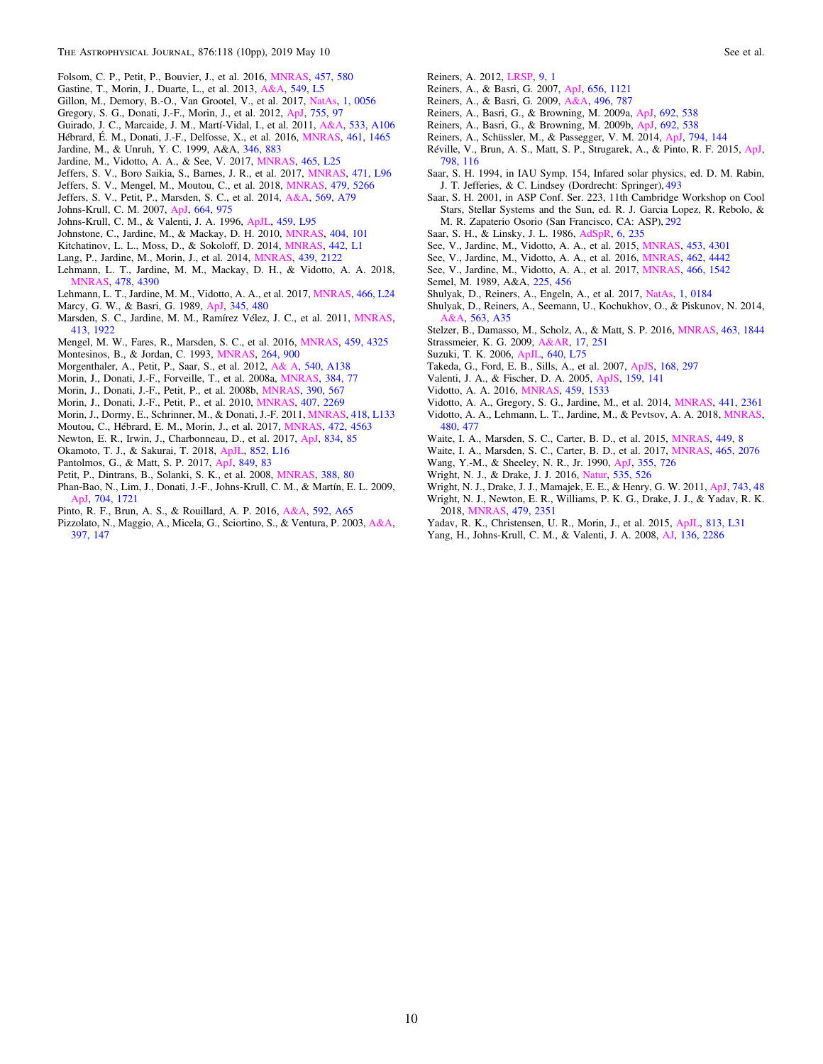Folsom, C. P., Petit, P., Bouvier, J., et al. 2016, MNRAS, 457, 580
Gastine, T., Morin, J., Duarte, L., et al. 2013, A&A, 549, L5
Gillon, M., Demory, B.-O., Van Grootel, V., et al. 2017, NatAs, 1, 0056
Gregory, S. G., Donati, J.-F., Morin, J., et al. 2012, ApJ, 755, 97
Guirado, J. C., Marcaide, J. M., Martí-Vidal, I., et al. 2011, A&A, 533, A106
Hébrard, É. M., Donati, J.-F., Delfosse, X., et al. 2016, MNRAS, 461, 1465
Jardine, M., & Unruh, Y. C. 1999, A&A, 346, 883
Jardine, M., Vidotto, A. A., & See, V. 2017, MNRAS, 465, L25
Jeffers, S. V., Boro Saikia, S., Barnes, J. R., et al. 2017, MNRAS, 471, L96
Jeffers, S. V., Mengel, M., Moutou, C., et al. 2018, MNRAS, 479, 5266
Jeffers, S. V., Petit, P., Marsden, S. C., et al. 2014, A&A, 569, A79
Johns-Krull, C. M. 2007, ApJ, 664, 975
Johns-Krull, C. M., & Valenti, J. A. 1996, ApJL, 459, L95
Johnstone, C., Jardine, M., & Mackay, D. H. 2010, MNRAS, 404, 101
Kitchatinov, L. L., Moss, D., & Sokoloff, D. 2014, MNRAS, 442, L1
Lang, P., Jardine, M., Morin, J., et al. 2014, MNRAS, 439, 2122
Lehmann, L. T., Jardine, M. M., Mackay, D. H., & Vidotto, A. A. 2018, MNRAS, 478, 4390
Lehmann, L. T., Jardine, M. M., Vidotto, A. A., et al. 2017, MNRAS, 466, L24
Marcy, G. W., & Basri, G. 1989, ApJ, 345, 480
Marsden, S. C., Jardine, M. M., Ramírez Vélez, J. C., et al. 2011, MNRAS, 413, 1922
Mengel, M. W., Fares, R., Marsden, S. C., et al. 2016, MNRAS, 459, 4325
Montesinos, B., & Jordan, C. 1993, MNRAS, 264, 900
Morgenthaler, A., Petit, P., Saar, S., et al. 2012, A& A, 540, A138
Morin, J., Donati, J.-F., Forveille, T., et al. 2008a, MNRAS, 384, 77
Morin, J., Donati, J.-F., Petit, P., et al. 2008b, MNRAS, 390, 567
Morin, J., Donati, J.-F., Petit, P., et al. 2010, MNRAS, 407, 2269
Morin, J., Dormy, E., Schrinner, M., & Donati, J.-F. 2011, MNRAS, 418, L133
Moutou, C., Hébrard, E. M., Morin, J., et al. 2017, MNRAS, 472, 4563
Newton, E. R., Irwin, J., Charbonneau, D., et al. 2017, ApJ, 834, 85
Okamoto, T. J., & Sakurai, T. 2018, ApJL, 852, L16
Pantolmos, G., & Matt, S. P. 2017, ApJ, 849, 83
Petit, P., Dintrans, B., Solanki, S. K., et al. 2008, MNRAS, 388, 80
Phan-Bao, N., Lim, J., Donati, J.-F., Johns-Krull, C. M., & Martín, E. L. 2009, ApJ, 704, 1721
Pinto, R. F., Brun, A. S., & Rouillard, A. P. 2016, A&A, 592, A65
Pizzolato, N., Maggio, A., Micela, G., Sciortino, S., & Ventura, P. 2003, A&A, 397, 147
Reiners, A. 2012, LRSP, 9, 1
Reiners, A., & Basri, G. 2007, ApJ, 656, 1121
Reiners, A., & Basri, G. 2009, A&A, 496, 787
Reiners, A., Basri, G., & Browning, M. 2009a, ApJ, 692, 538
Reiners, A., Basri, G., & Browning, M. 2009b, ApJ, 692, 538
Reiners, A., Schüssler, M., & Passegger, V. M. 2014, ApJ, 794, 144
Réville, V., Brun, A. S., Matt, S. P., Strugarek, A., & Pinto, R. F. 2015, ApJ, 798, 116
Saar, S. H. 1994, in IAU Symp. 154, Infared solar physics, ed. D. M. Rabin, J. T. Jefferies, & C. Lindsey (Dordrecht: Springer), 493
Saar, S. H. 2001, in ASP Conf. Ser. 223, 11th Cambridge Workshop on Cool Stars, Stellar Systems and the Sun, ed. R. J. Garcia Lopez, R. Rebolo, & M. R. Zapaterio Osorio (San Francisco, CA: ASP), 292
Saar, S. H., & Linsky, J. L. 1986, AdSpR, 6, 235
See, V., Jardine, M., Vidotto, A. A., et al. 2015, MNRAS, 453, 4301
See, V., Jardine, M., Vidotto, A. A., et al. 2016, MNRAS, 462, 4442
See, V., Jardine, M., Vidotto, A. A., et al. 2017, MNRAS, 466, 1542
Semel, M. 1989, A&A, 225, 456
Shulyak, D., Reiners, A., Engeln, A., et al. 2017, NatAs, 1, 0184
Shulyak, D., Reiners, A., Seemann, U., Kochukhov, O., & Piskunov, N. 2014, A&A, 563, A35
Stelzer, B., Damasso, M., Scholz, A., & Matt, S. P. 2016, MNRAS, 463, 1844
Strassmeier, K. G. 2009, A&AR, 17, 251
Suzuki, T. K. 2006, ApJL, 640, L75
Takeda, G., Ford, E. B., Sills, A., et al. 2007, ApJS, 168, 297
Valenti, J. A., & Fischer, D. A. 2005, ApJS, 159, 141
Vidotto, A. A. 2016, MNRAS, 459, 1533
Vidotto, A. A., Gregory, S. G., Jardine, M., et al. 2014, MNRAS, 441, 2361
Vidotto, A. A., Lehmann, L. T., Jardine, M., & Pevtsov, A. A. 2018, MNRAS, 480, 477
Waite, I. A., Marsden, S. C., Carter, B. D., et al. 2015, MNRAS, 449, 8
Waite, I. A., Marsden, S. C., Carter, B. D., et al. 2017, MNRAS, 465, 2076
Wang, Y.-M., & Sheeley, N. R., Jr. 1990, ApJ, 355, 726
Wright, N. J., & Drake, J. J. 2016, Natur, 535, 526
Wright, N. J., Drake, J. J., Mamajek, E. E., & Henry, G. W. 2011, ApJ, 743, 48
Wright, N. J., Newton, E. R., Williams, P. K. G., Drake, J. J., & Yadav, R. K. 2018, MNRAS, 479, 2351
Yadav, R. K., Christensen, U. R., Morin, J., et al. 2015, ApJL, 813, L31
Yang, H., Johns-Krull, C. M., & Valenti, J. A. 2008, AJ, 136, 2286